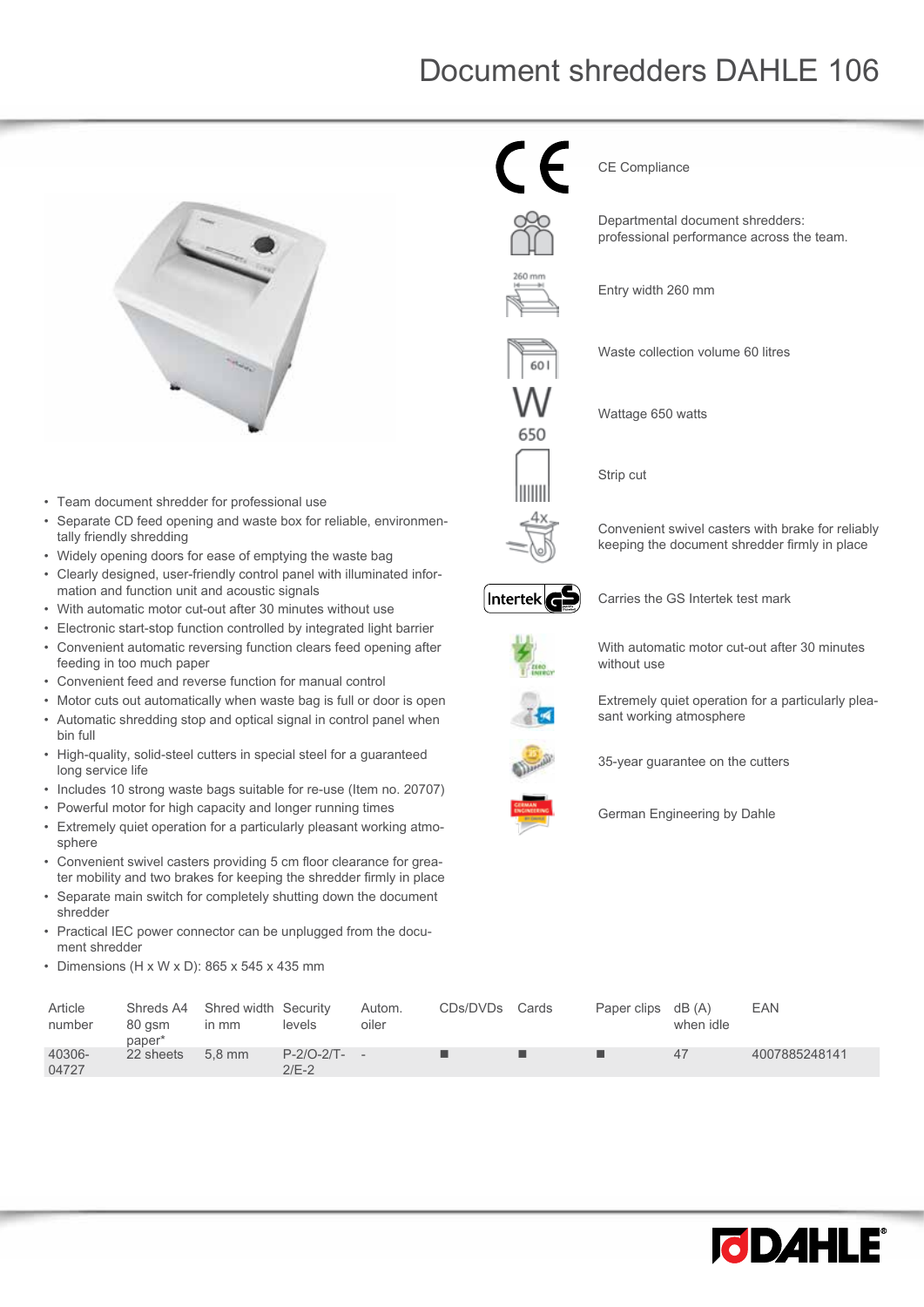# Document shredders DAHLE 106

CE Compliance

Departmental document shredders: professional performance across the team.

Entry width 260 mm

Waste collection volume 60 litres

Wattage 650 watts

Strip cut

Convenient swivel casters with brake for reliably keeping the document shredder firmly in place

Carries the GS Intertek test mark

With automatic motor cut-out after 30 minutes without use

Extremely quiet operation for a particularly pleasant working atmosphere

35-year guarantee on the cutters

German Engineering by Dahle

- Team document shredder for professional use
- Separate CD feed opening and waste box for reliable, environmentally friendly shredding
- Widely opening doors for ease of emptying the waste bag
- Clearly designed, user-friendly control panel with illuminated information and function unit and acoustic signals
- With automatic motor cut-out after 30 minutes without use
- Electronic start-stop function controlled by integrated light barrier
- Convenient automatic reversing function clears feed opening after feeding in too much paper
- Convenient feed and reverse function for manual control
- Motor cuts out automatically when waste bag is full or door is open
- Automatic shredding stop and optical signal in control panel when bin full
- High-quality, solid-steel cutters in special steel for a guaranteed long service life
- Includes 10 strong waste bags suitable for re-use (Item no. 20707)
- Powerful motor for high capacity and longer running times
- Extremely quiet operation for a particularly pleasant working atmosphere
- Convenient swivel casters providing 5 cm floor clearance for greater mobility and two brakes for keeping the shredder firmly in place
- Separate main switch for completely shutting down the document shredder
- Practical IEC power connector can be unplugged from the document shredder
- Dimensions (H x W x D): 865 x 545 x 435 mm

| Article number | Shreds A4 80 gsm paper* | Shred width in mm | Security levels | Autom. oiler | CDs/DVDs | Cards | Paper clips | dB (A) when idle | EAN |
|---|---|---|---|---|---|---|---|---|---|
| 40306-04727 | 22 sheets | 5,8 mm | P-2/O-2/T-2/E-2 | - | ■ | ■ | ■ | 47 | 4007885248141 |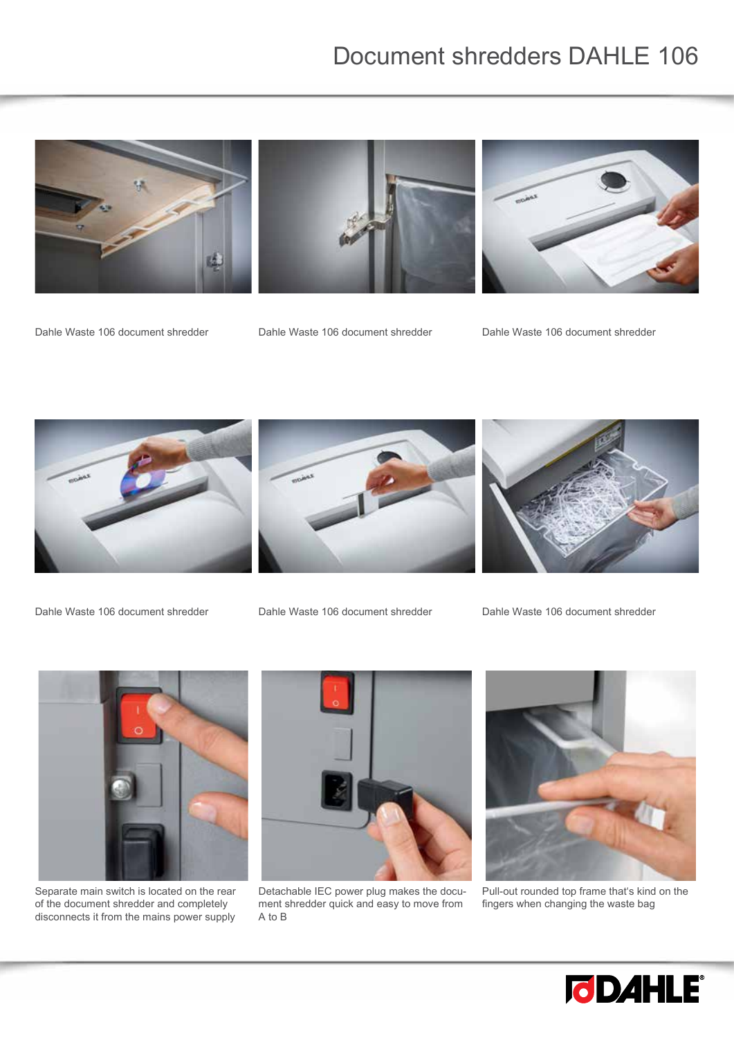# Document shredders DAHLE 106

Dahle Waste 106 document shredder

Dahle Waste 106 document shredder

Dahle Waste 106 document shredder

Dahle Waste 106 document shredder

Dahle Waste 106 document shredder

Dahle Waste 106 document shredder

Separate main switch is located on the rear of the document shredder and completely disconnects it from the mains power supply

Detachable IEC power plug makes the document shredder quick and easy to move from A to B

Pull-out rounded top frame that's kind on the fingers when changing the waste bag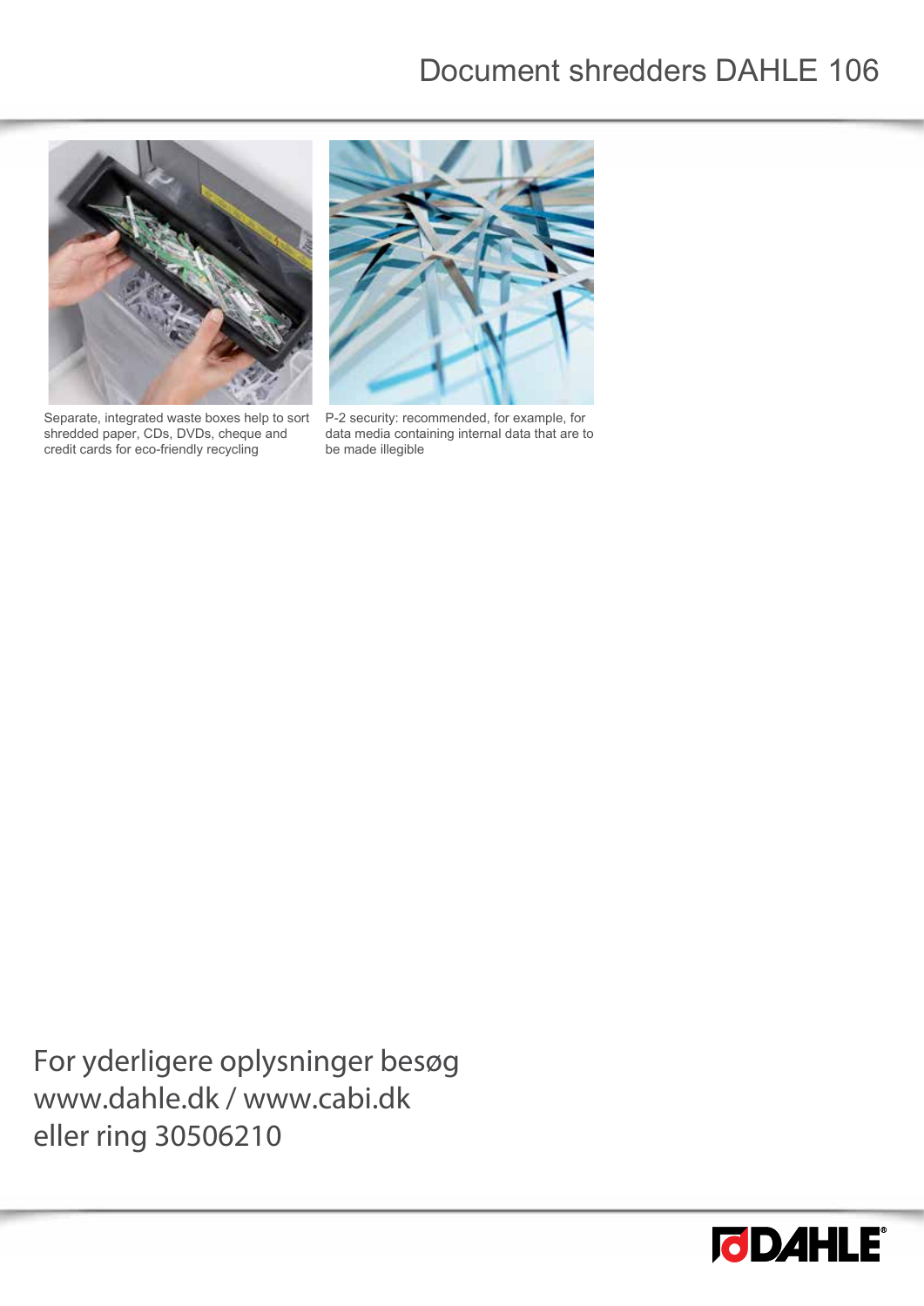Separate, integrated waste boxes help to sort shredded paper, CDs, DVDs, cheque and credit cards for eco-friendly recycling

P-2 security: recommended, for example, for data media containing internal data that are to be made illegible

For yderligere oplysninger besøg
www.dahle.dk / www.cabi.dk
eller ring 30506210